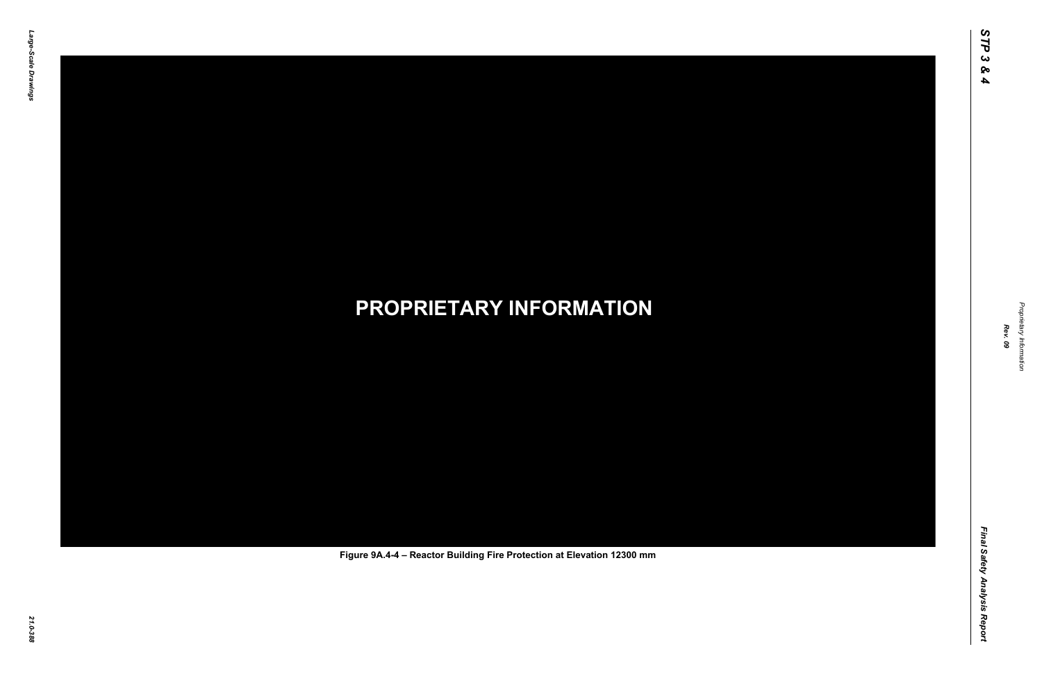PROPRIETARY INFORMATION

Figure 9A.4-4 – Reactor Building Fire Protection at Elevation 12300 mm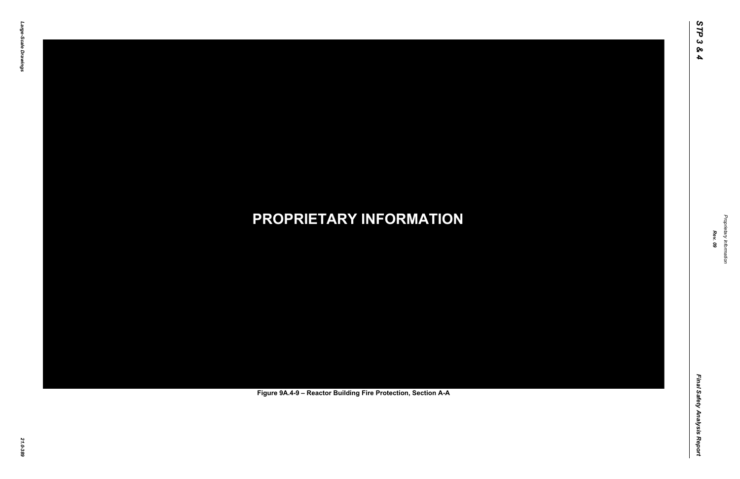**PROPRIETARY INFORMATION**

Figure 9A.4-9 – Reactor Building Fire Protection, Section A-A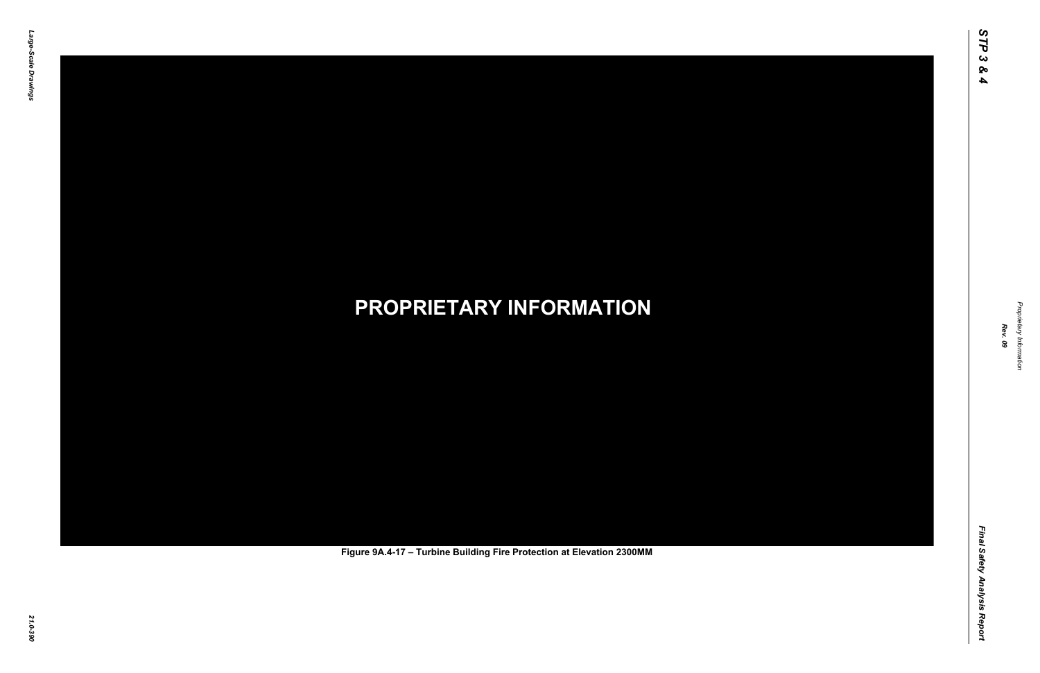**PROPRIETARY INFORMATION**

Figure 9A.4-17 – Turbine Building Fire Protection at Elevation 2300MM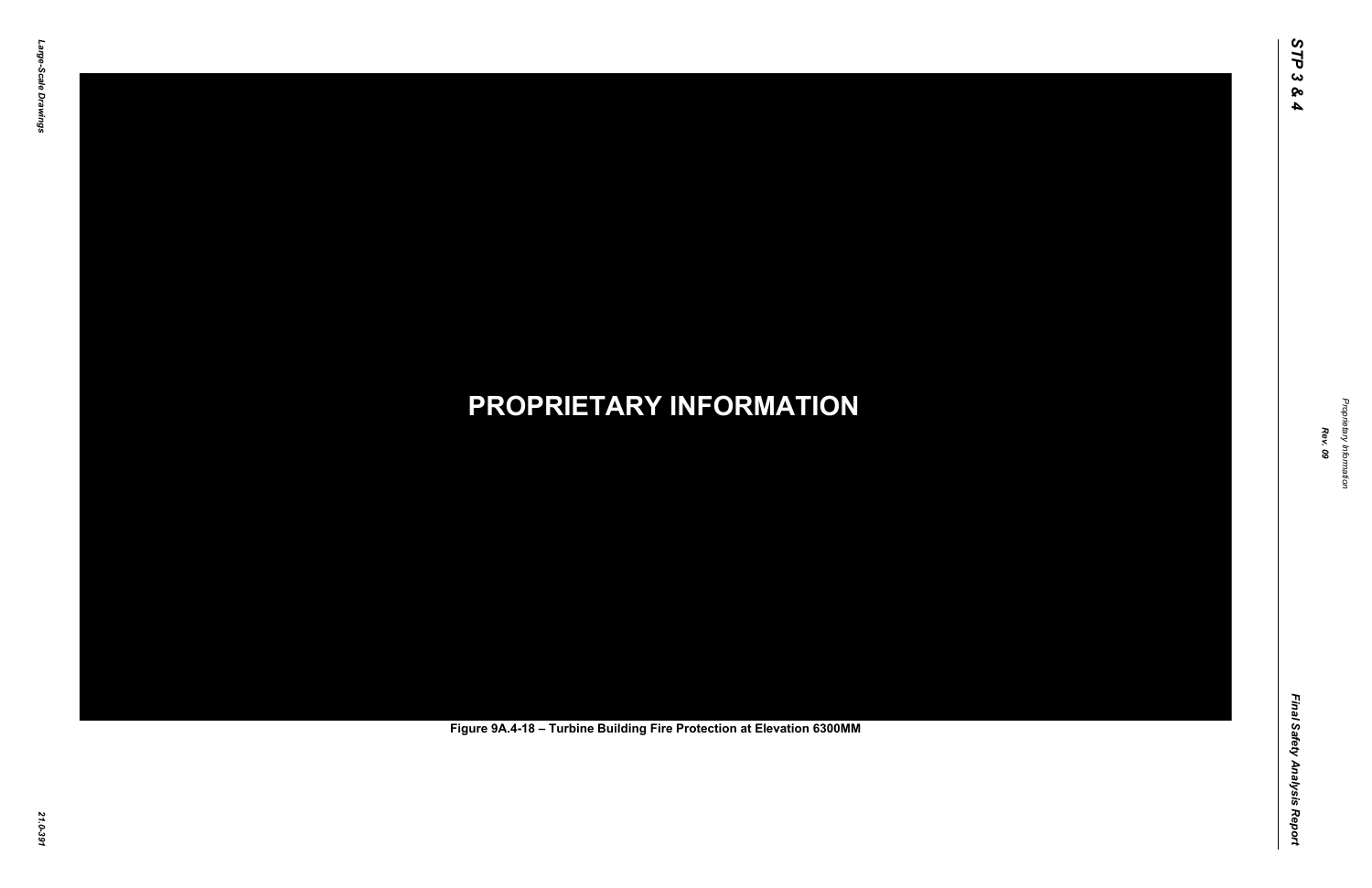**PROPRIETARY INFORMATION**

Figure 9A.4-18 – Turbine Building Fire Protection at Elevation 6300MM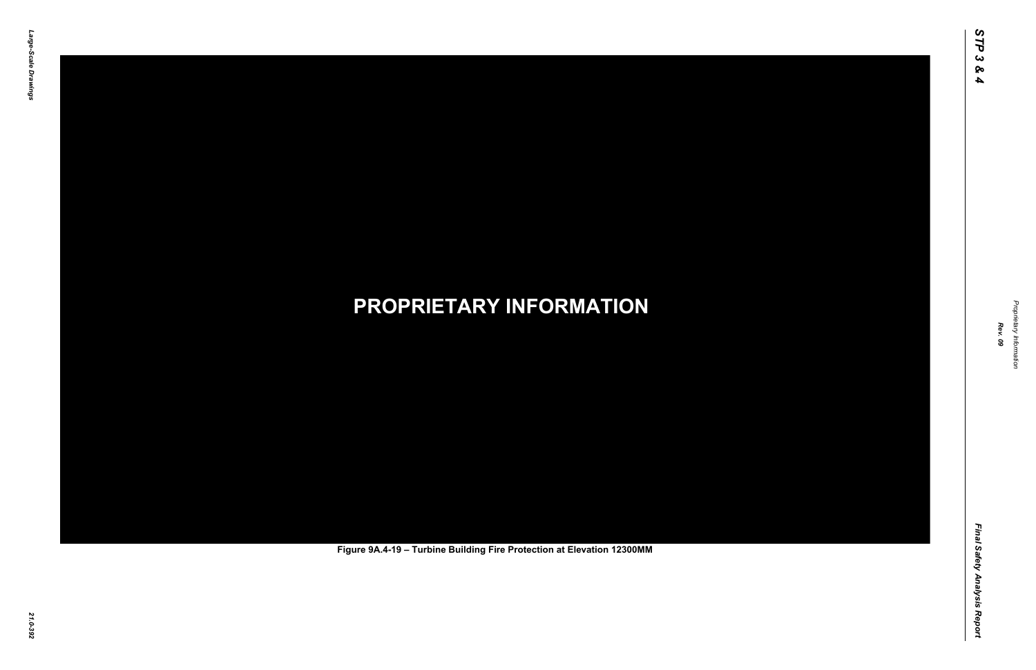PROPRIETARY INFORMATION

Figure 9A.4-19 – Turbine Building Fire Protection at Elevation 12300MM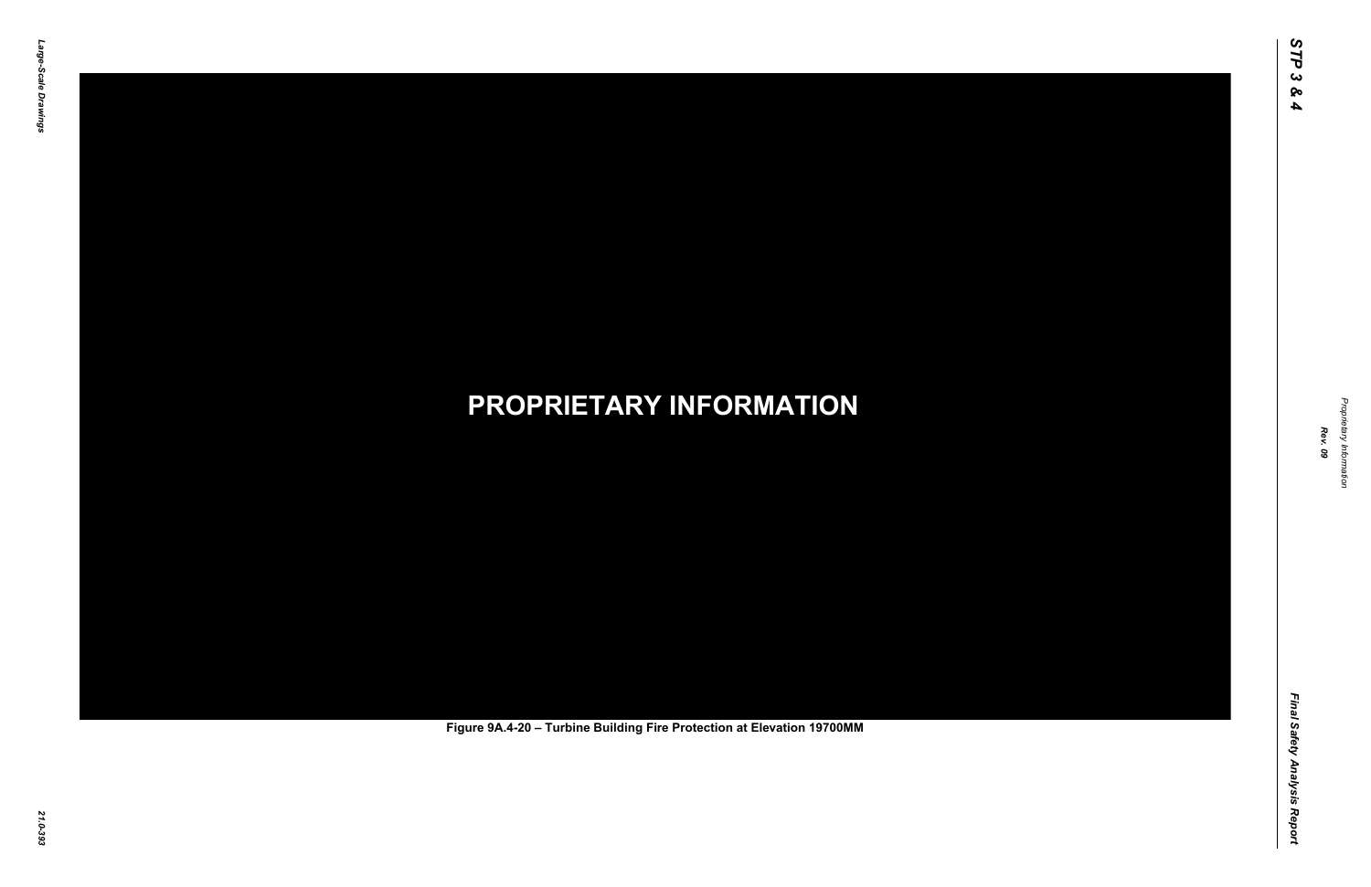**PROPRIETARY INFORMATION**

Figure 9A.4-20 – Turbine Building Fire Protection at Elevation 19700MM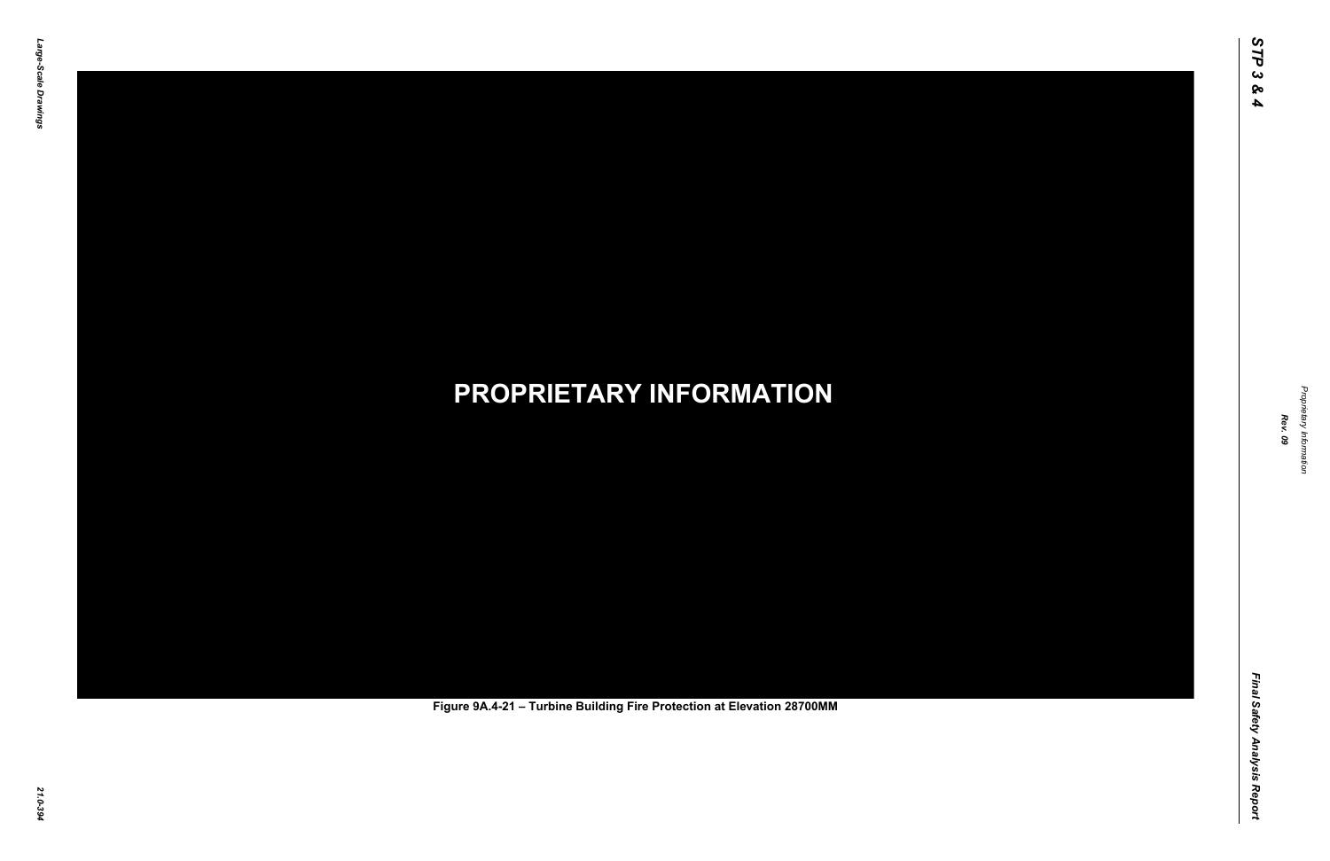**PROPRIETARY INFORMATION**

Figure 9A.4-21 – Turbine Building Fire Protection at Elevation 28700MM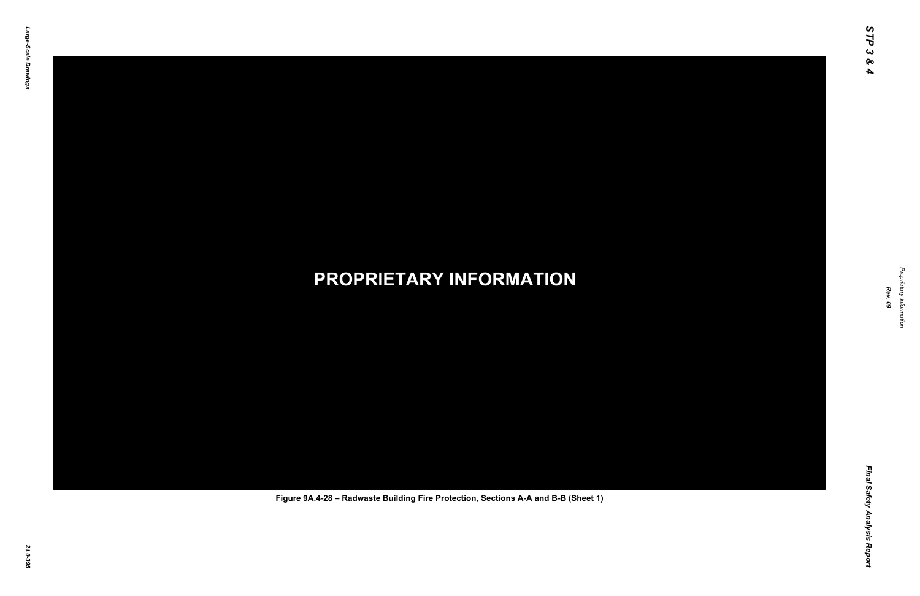**PROPRIETARY INFORMATION**

Figure 9A.4-28 – Radwaste Building Fire Protection, Sections A-A and B-B (Sheet 1)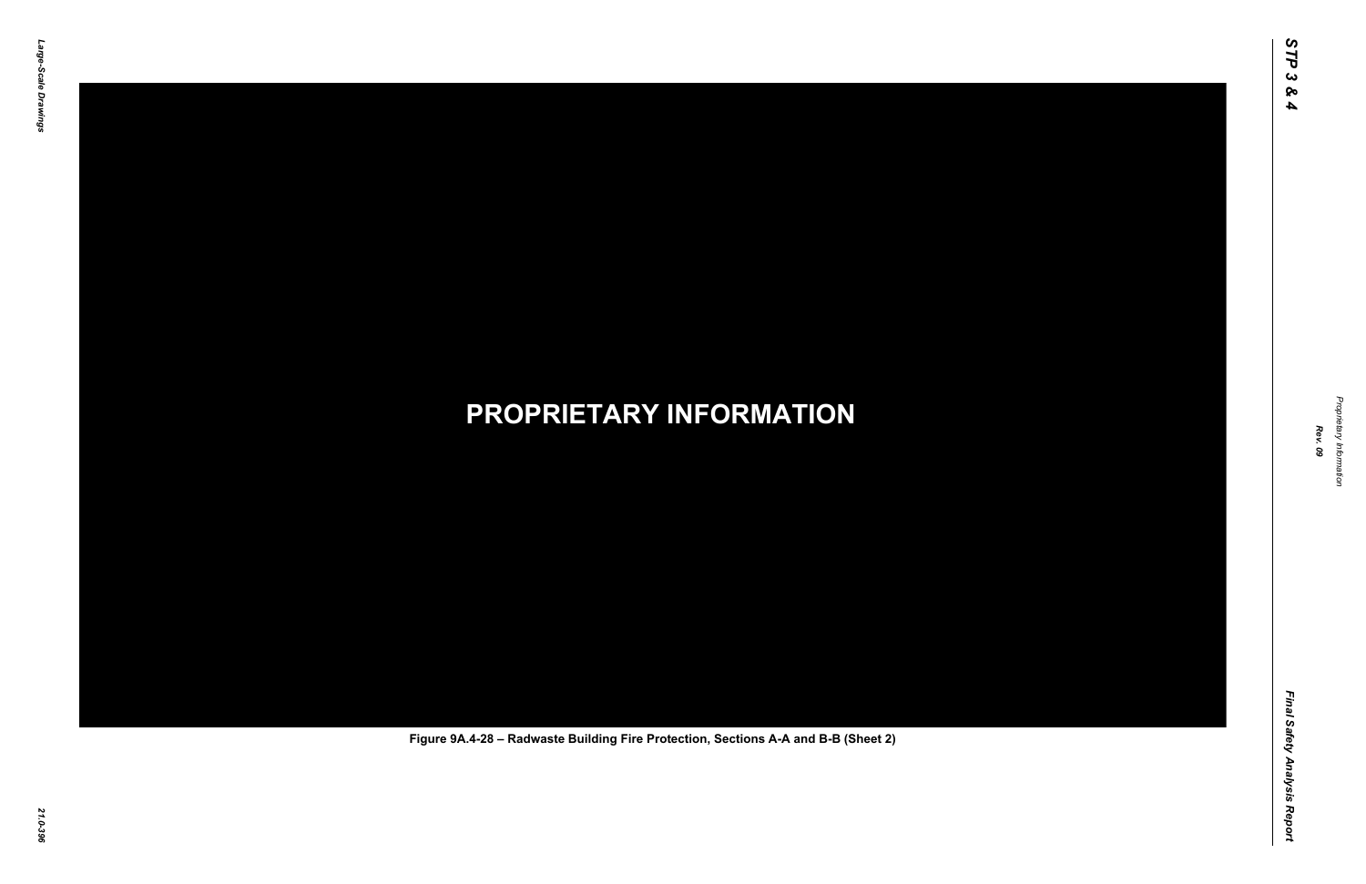**PROPRIETARY INFORMATION**

Figure 9A.4-28 – Radwaste Building Fire Protection, Sections A-A and B-B (Sheet 2)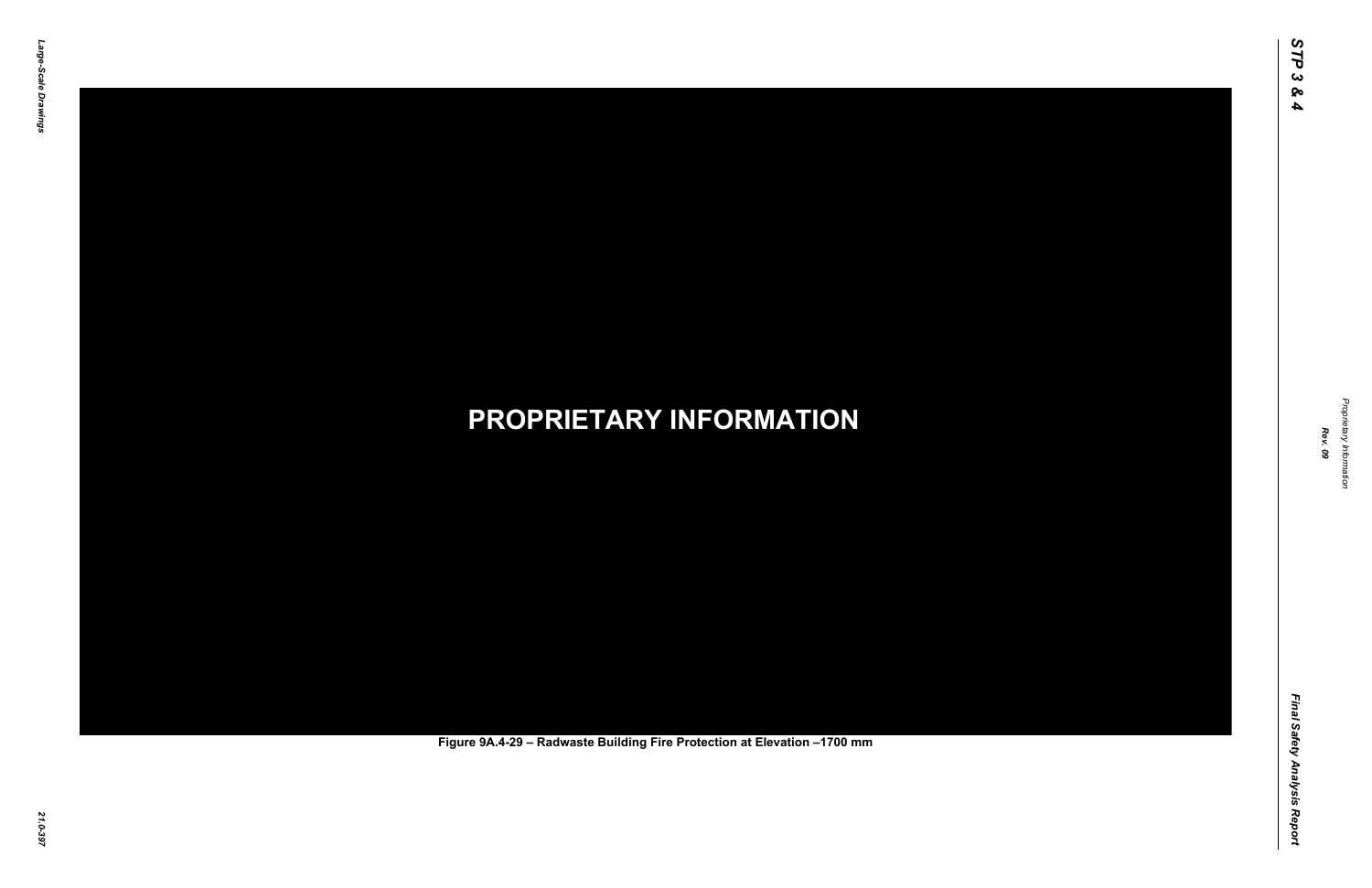**PROPRIETARY INFORMATION**

**Figure 9A.4-29 – Radwaste Building Fire Protection at Elevation –1700 mm**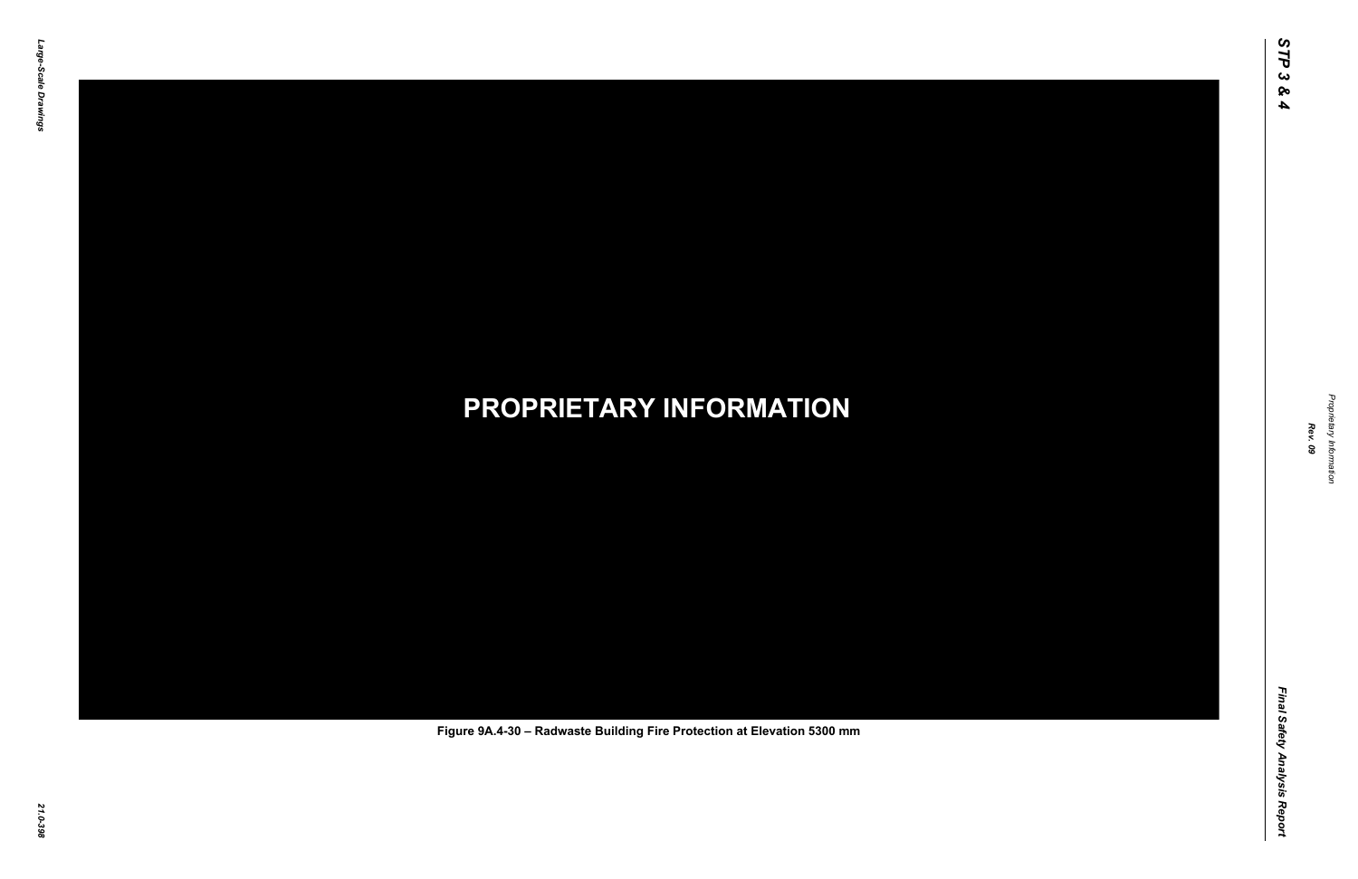**PROPRIETARY INFORMATION**

Figure 9A.4-30 – Radwaste Building Fire Protection at Elevation 5300 mm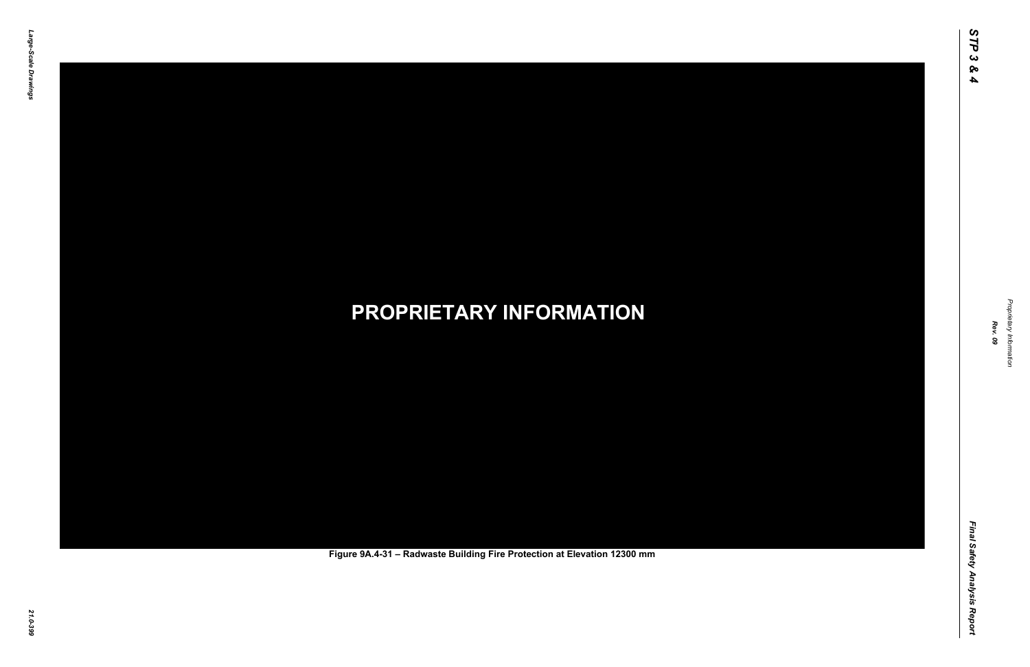**PROPRIETARY INFORMATION**

Figure 9A.4-31 – Radwaste Building Fire Protection at Elevation 12300 mm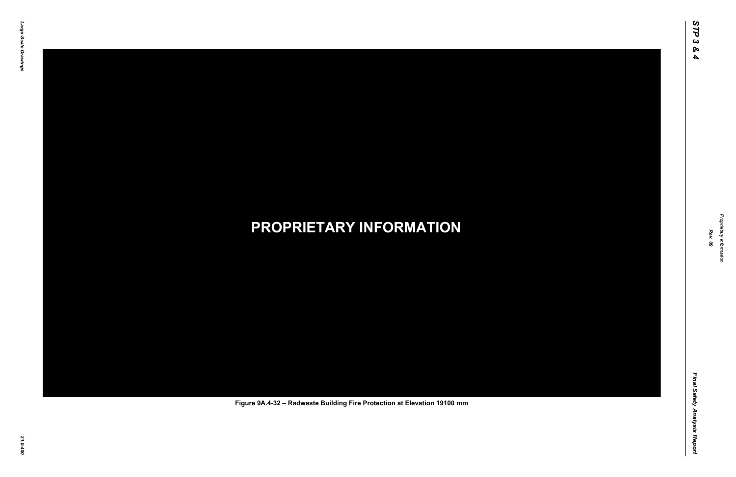**PROPRIETARY INFORMATION**

Figure 9A.4-32 – Radwaste Building Fire Protection at Elevation 19100 mm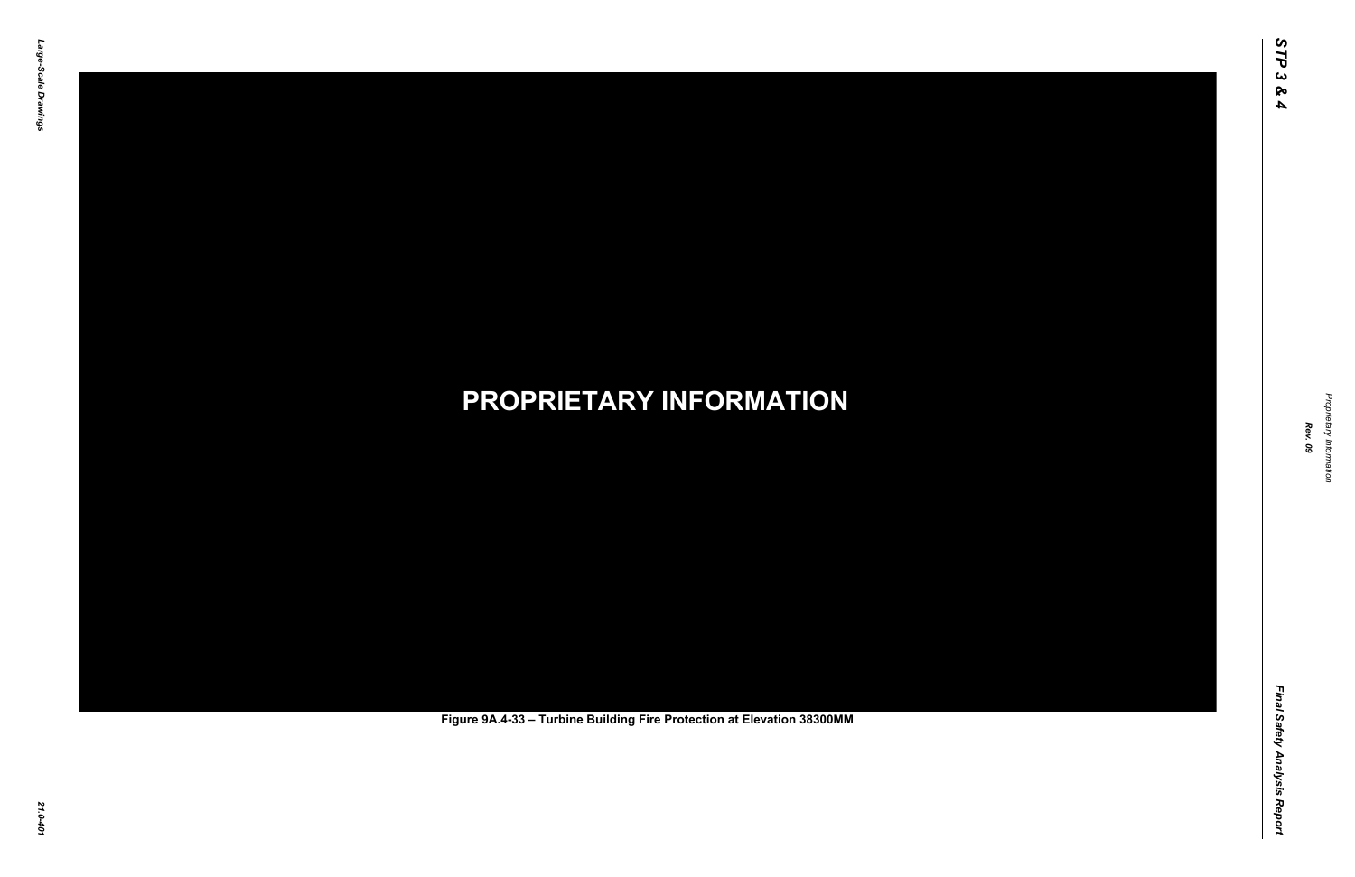**PROPRIETARY INFORMATION**

Figure 9A.4-33 – Turbine Building Fire Protection at Elevation 38300MM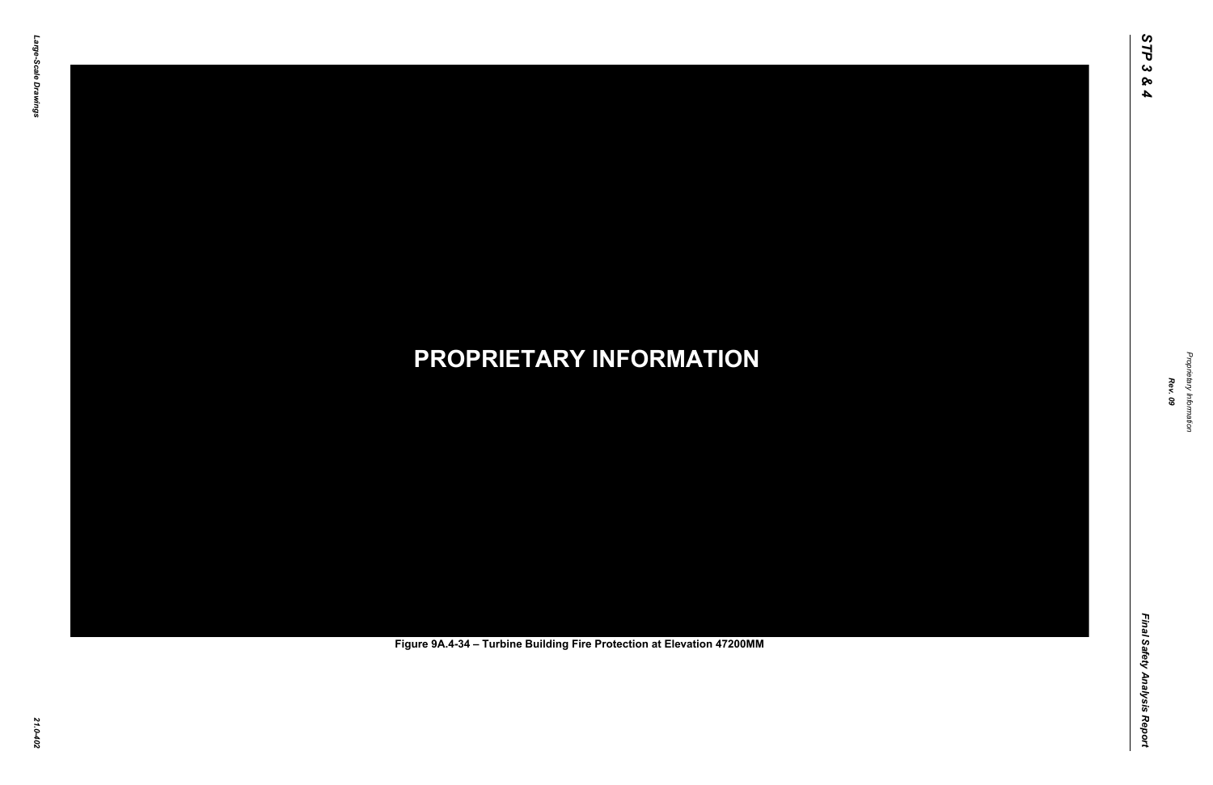**PROPRIETARY INFORMATION**

Figure 9A.4-34 – Turbine Building Fire Protection at Elevation 47200MM